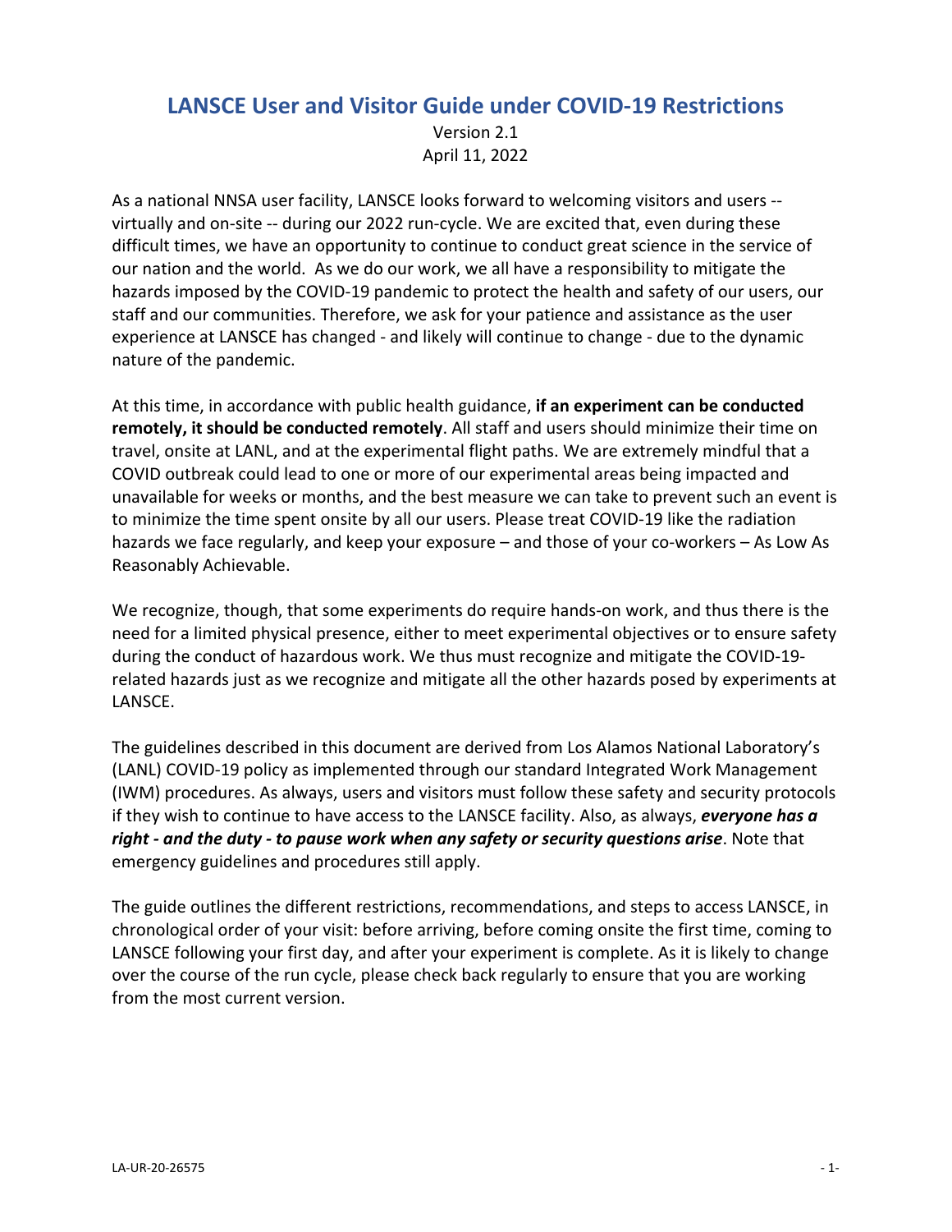# LANSCE User and Visitor Guide under COVID-19 Restrictions

Version 2.1
April 11, 2022

As a national NNSA user facility, LANSCE looks forward to welcoming visitors and users -- virtually and on-site -- during our 2022 run-cycle. We are excited that, even during these difficult times, we have an opportunity to continue to conduct great science in the service of our nation and the world. As we do our work, we all have a responsibility to mitigate the hazards imposed by the COVID-19 pandemic to protect the health and safety of our users, our staff and our communities. Therefore, we ask for your patience and assistance as the user experience at LANSCE has changed - and likely will continue to change - due to the dynamic nature of the pandemic.

At this time, in accordance with public health guidance, **if an experiment can be conducted remotely, it should be conducted remotely**. All staff and users should minimize their time on travel, onsite at LANL, and at the experimental flight paths. We are extremely mindful that a COVID outbreak could lead to one or more of our experimental areas being impacted and unavailable for weeks or months, and the best measure we can take to prevent such an event is to minimize the time spent onsite by all our users. Please treat COVID-19 like the radiation hazards we face regularly, and keep your exposure – and those of your co-workers – As Low As Reasonably Achievable.

We recognize, though, that some experiments do require hands-on work, and thus there is the need for a limited physical presence, either to meet experimental objectives or to ensure safety during the conduct of hazardous work. We thus must recognize and mitigate the COVID-19-related hazards just as we recognize and mitigate all the other hazards posed by experiments at LANSCE.

The guidelines described in this document are derived from Los Alamos National Laboratory's (LANL) COVID-19 policy as implemented through our standard Integrated Work Management (IWM) procedures. As always, users and visitors must follow these safety and security protocols if they wish to continue to have access to the LANSCE facility. Also, as always, ***everyone has a right - and the duty - to pause work when any safety or security questions arise***. Note that emergency guidelines and procedures still apply.

The guide outlines the different restrictions, recommendations, and steps to access LANSCE, in chronological order of your visit: before arriving, before coming onsite the first time, coming to LANSCE following your first day, and after your experiment is complete. As it is likely to change over the course of the run cycle, please check back regularly to ensure that you are working from the most current version.

LA-UR-20-26575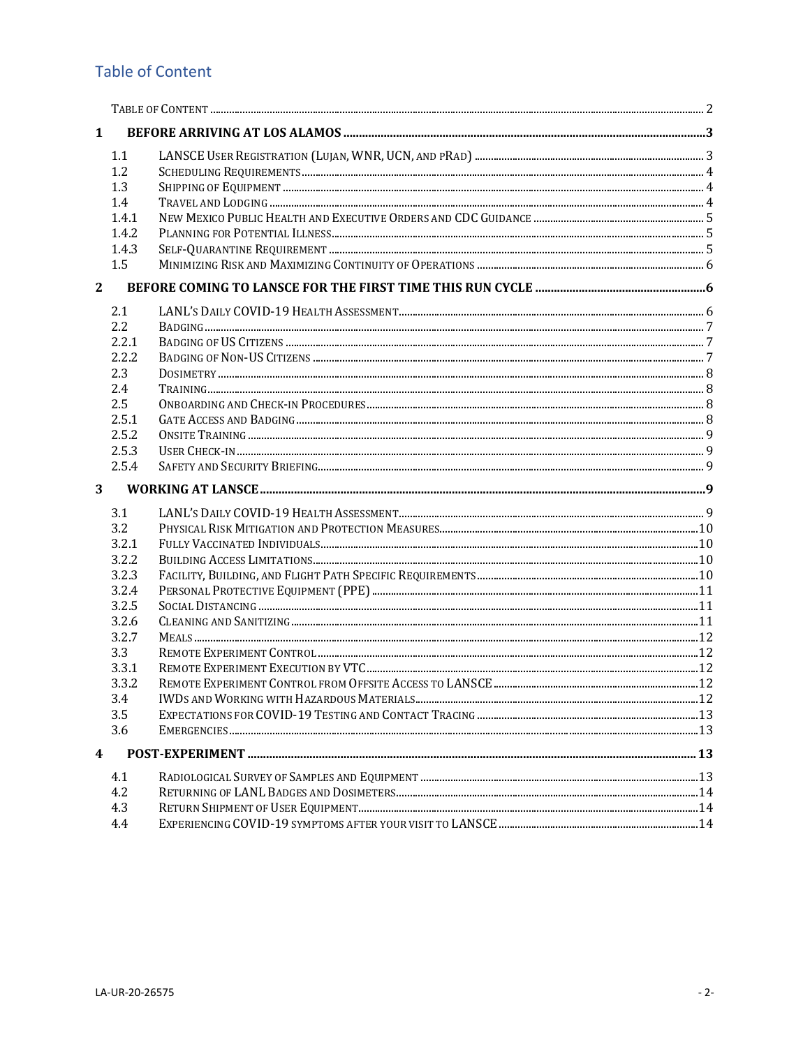## Table of Content

- Table of Content ..... 2
- **1 Before Arriving at Los Alamos ..... 3**
  - 1.1 LANSCE User Registration (Lujan, WNR, UCN, and pRad) ..... 3
  - 1.2 Scheduling Requirements ..... 4
  - 1.3 Shipping of Equipment ..... 4
  - 1.4 Travel and Lodging ..... 4
  - 1.4.1 New Mexico Public Health and Executive Orders and CDC Guidance ..... 5
  - 1.4.2 Planning for Potential Illness ..... 5
  - 1.4.3 Self-Quarantine Requirement ..... 5
  - 1.5 Minimizing Risk and Maximizing Continuity of Operations ..... 6
- **2 Before Coming to LANSCE for the First Time This Run Cycle ..... 6**
  - 2.1 LANL's Daily COVID-19 Health Assessment ..... 6
  - 2.2 Badging ..... 7
  - 2.2.1 Badging of US Citizens ..... 7
  - 2.2.2 Badging of Non-US Citizens ..... 7
  - 2.3 Dosimetry ..... 8
  - 2.4 Training ..... 8
  - 2.5 Onboarding and Check-in Procedures ..... 8
  - 2.5.1 Gate Access and Badging ..... 8
  - 2.5.2 Onsite Training ..... 9
  - 2.5.3 User Check-in ..... 9
  - 2.5.4 Safety and Security Briefing ..... 9
- **3 Working at LANSCE ..... 9**
  - 3.1 LANL's Daily COVID-19 Health Assessment ..... 9
  - 3.2 Physical Risk Mitigation and Protection Measures ..... 10
  - 3.2.1 Fully Vaccinated Individuals ..... 10
  - 3.2.2 Building Access Limitations ..... 10
  - 3.2.3 Facility, Building, and Flight Path Specific Requirements ..... 10
  - 3.2.4 Personal Protective Equipment (PPE) ..... 11
  - 3.2.5 Social Distancing ..... 11
  - 3.2.6 Cleaning and Sanitizing ..... 11
  - 3.2.7 Meals ..... 12
  - 3.3 Remote Experiment Control ..... 12
  - 3.3.1 Remote Experiment Execution by VTC ..... 12
  - 3.3.2 Remote Experiment Control from Offsite Access to LANSCE ..... 12
  - 3.4 IWDs and Working with Hazardous Materials ..... 12
  - 3.5 Expectations for COVID-19 Testing and Contact Tracing ..... 13
  - 3.6 Emergencies ..... 13
- **4 Post-Experiment ..... 13**
  - 4.1 Radiological Survey of Samples and Equipment ..... 13
  - 4.2 Returning of LANL Badges and Dosimeters ..... 14
  - 4.3 Return Shipment of User Equipment ..... 14
  - 4.4 Experiencing COVID-19 symptoms after your visit to LANSCE ..... 14

LA-UR-20-26575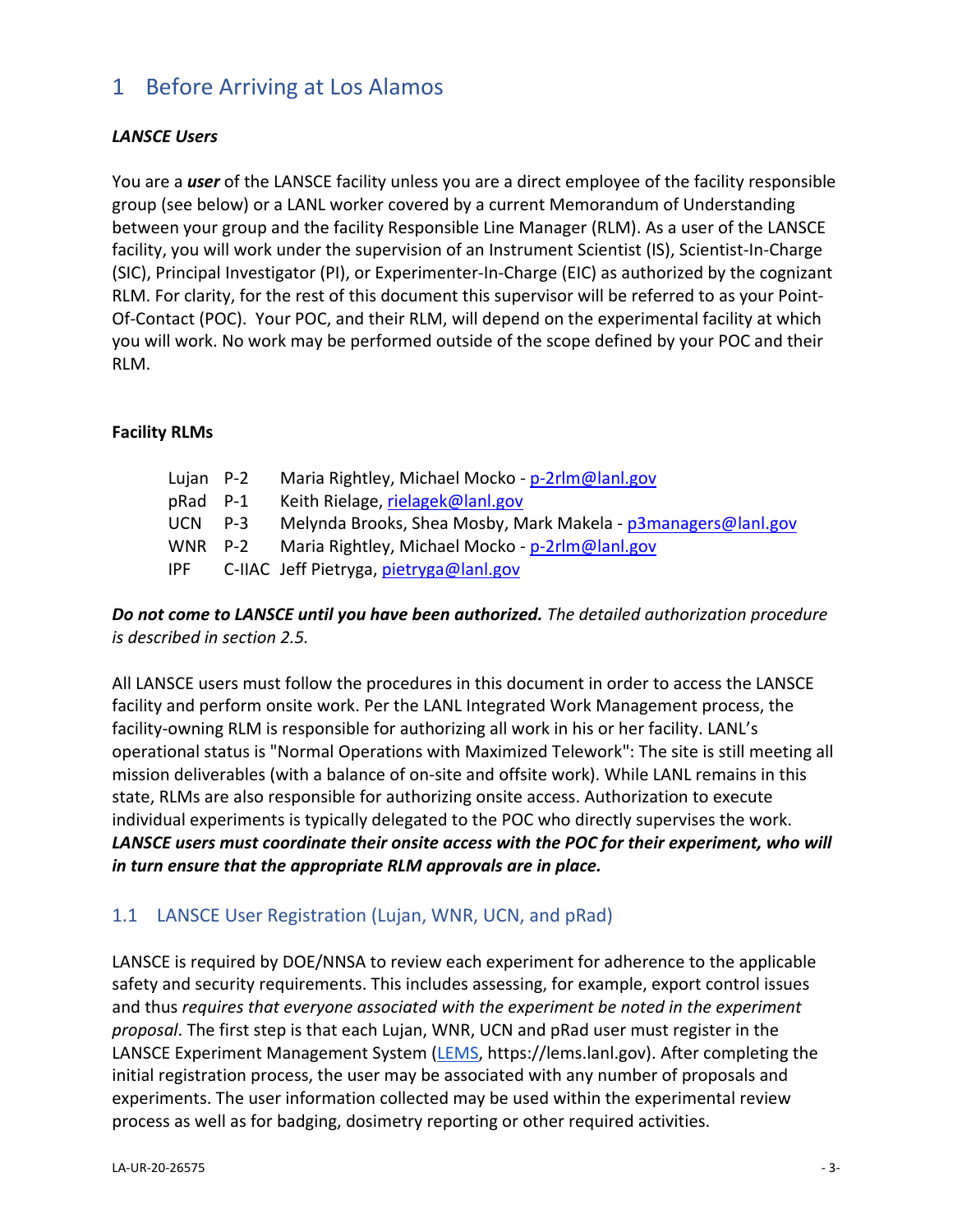# 1 Before Arriving at Los Alamos

***LANSCE Users***

You are a ***user*** of the LANSCE facility unless you are a direct employee of the facility responsible group (see below) or a LANL worker covered by a current Memorandum of Understanding between your group and the facility Responsible Line Manager (RLM). As a user of the LANSCE facility, you will work under the supervision of an Instrument Scientist (IS), Scientist-In-Charge (SIC), Principal Investigator (PI), or Experimenter-In-Charge (EIC) as authorized by the cognizant RLM. For clarity, for the rest of this document this supervisor will be referred to as your Point-Of-Contact (POC). Your POC, and their RLM, will depend on the experimental facility at which you will work. No work may be performed outside of the scope defined by your POC and their RLM.

**Facility RLMs**

| | | |
|---|---|---|
| Lujan | P-2 | Maria Rightley, Michael Mocko - p-2rlm@lanl.gov |
| pRad | P-1 | Keith Rielage, rielagek@lanl.gov |
| UCN | P-3 | Melynda Brooks, Shea Mosby, Mark Makela - p3managers@lanl.gov |
| WNR | P-2 | Maria Rightley, Michael Mocko - p-2rlm@lanl.gov |
| IPF | C-IIAC | Jeff Pietryga, pietryga@lanl.gov |

***Do not come to LANSCE until you have been authorized.*** *The detailed authorization procedure is described in section 2.5.*

All LANSCE users must follow the procedures in this document in order to access the LANSCE facility and perform onsite work. Per the LANL Integrated Work Management process, the facility-owning RLM is responsible for authorizing all work in his or her facility. LANL's operational status is "Normal Operations with Maximized Telework": The site is still meeting all mission deliverables (with a balance of on-site and offsite work). While LANL remains in this state, RLMs are also responsible for authorizing onsite access. Authorization to execute individual experiments is typically delegated to the POC who directly supervises the work. ***LANSCE users must coordinate their onsite access with the POC for their experiment, who will in turn ensure that the appropriate RLM approvals are in place.***

## 1.1 LANSCE User Registration (Lujan, WNR, UCN, and pRad)

LANSCE is required by DOE/NNSA to review each experiment for adherence to the applicable safety and security requirements. This includes assessing, for example, export control issues and thus *requires that everyone associated with the experiment be noted in the experiment proposal*. The first step is that each Lujan, WNR, UCN and pRad user must register in the LANSCE Experiment Management System (LEMS, https://lems.lanl.gov). After completing the initial registration process, the user may be associated with any number of proposals and experiments. The user information collected may be used within the experimental review process as well as for badging, dosimetry reporting or other required activities.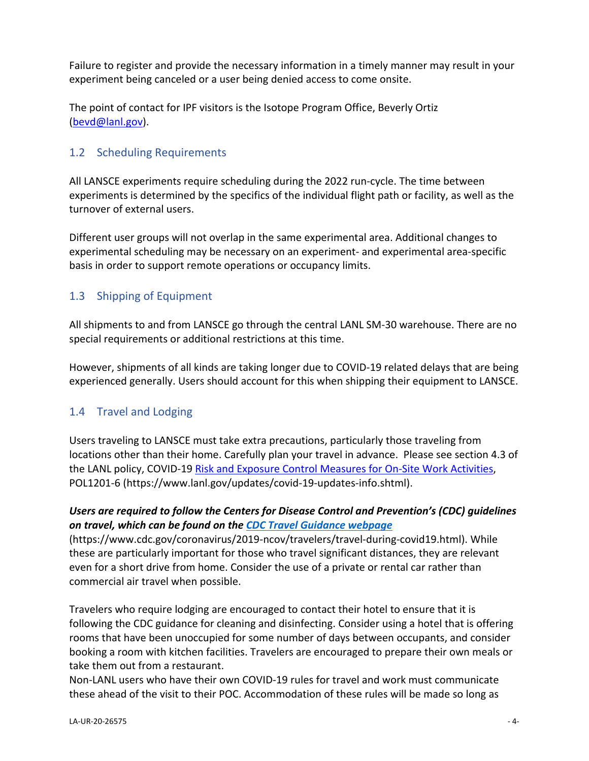Failure to register and provide the necessary information in a timely manner may result in your experiment being canceled or a user being denied access to come onsite.

The point of contact for IPF visitors is the Isotope Program Office, Beverly Ortiz (bevd@lanl.gov).

## 1.2 Scheduling Requirements

All LANSCE experiments require scheduling during the 2022 run-cycle. The time between experiments is determined by the specifics of the individual flight path or facility, as well as the turnover of external users.

Different user groups will not overlap in the same experimental area. Additional changes to experimental scheduling may be necessary on an experiment- and experimental area-specific basis in order to support remote operations or occupancy limits.

## 1.3 Shipping of Equipment

All shipments to and from LANSCE go through the central LANL SM-30 warehouse. There are no special requirements or additional restrictions at this time.

However, shipments of all kinds are taking longer due to COVID-19 related delays that are being experienced generally. Users should account for this when shipping their equipment to LANSCE.

## 1.4 Travel and Lodging

Users traveling to LANSCE must take extra precautions, particularly those traveling from locations other than their home. Carefully plan your travel in advance. Please see section 4.3 of the LANL policy, COVID-19 Risk and Exposure Control Measures for On-Site Work Activities, POL1201-6 (https://www.lanl.gov/updates/covid-19-updates-info.shtml).

***Users are required to follow the Centers for Disease Control and Prevention's (CDC) guidelines on travel, which can be found on the CDC Travel Guidance webpage*** (https://www.cdc.gov/coronavirus/2019-ncov/travelers/travel-during-covid19.html). While these are particularly important for those who travel significant distances, they are relevant even for a short drive from home. Consider the use of a private or rental car rather than commercial air travel when possible.

Travelers who require lodging are encouraged to contact their hotel to ensure that it is following the CDC guidance for cleaning and disinfecting. Consider using a hotel that is offering rooms that have been unoccupied for some number of days between occupants, and consider booking a room with kitchen facilities. Travelers are encouraged to prepare their own meals or take them out from a restaurant.

Non-LANL users who have their own COVID-19 rules for travel and work must communicate these ahead of the visit to their POC. Accommodation of these rules will be made so long as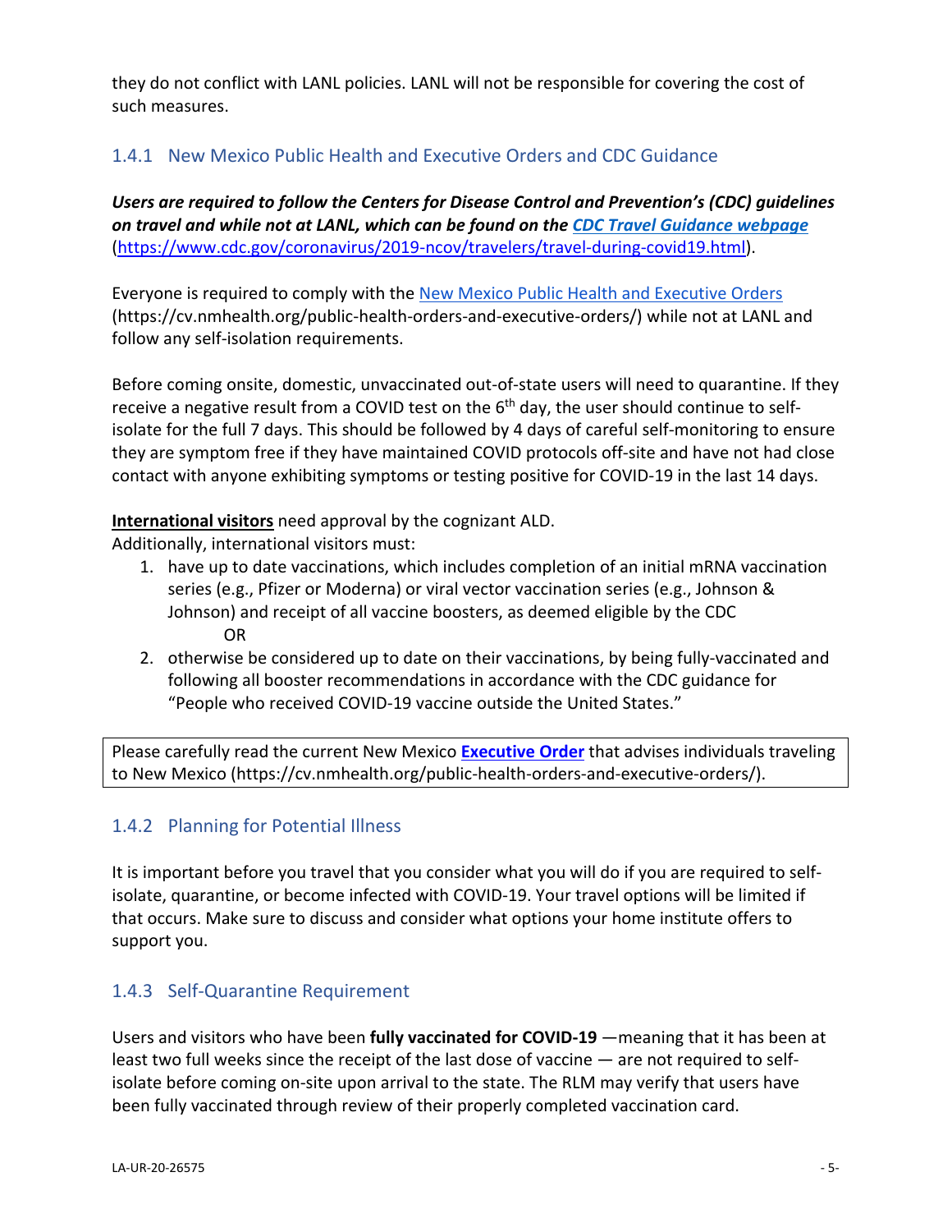they do not conflict with LANL policies. LANL will not be responsible for covering the cost of such measures.

### 1.4.1 New Mexico Public Health and Executive Orders and CDC Guidance

***Users are required to follow the Centers for Disease Control and Prevention's (CDC) guidelines on travel and while not at LANL, which can be found on the [CDC Travel Guidance webpage](https://www.cdc.gov/coronavirus/2019-ncov/travelers/travel-during-covid19.html)*** (https://www.cdc.gov/coronavirus/2019-ncov/travelers/travel-during-covid19.html).

Everyone is required to comply with the [New Mexico Public Health and Executive Orders](https://cv.nmhealth.org/public-health-orders-and-executive-orders/) (https://cv.nmhealth.org/public-health-orders-and-executive-orders/) while not at LANL and follow any self-isolation requirements.

Before coming onsite, domestic, unvaccinated out-of-state users will need to quarantine. If they receive a negative result from a COVID test on the 6th day, the user should continue to self-isolate for the full 7 days. This should be followed by 4 days of careful self-monitoring to ensure they are symptom free if they have maintained COVID protocols off-site and have not had close contact with anyone exhibiting symptoms or testing positive for COVID-19 in the last 14 days.

**International visitors** need approval by the cognizant ALD.
Additionally, international visitors must:

1. have up to date vaccinations, which includes completion of an initial mRNA vaccination series (e.g., Pfizer or Moderna) or viral vector vaccination series (e.g., Johnson & Johnson) and receipt of all vaccine boosters, as deemed eligible by the CDC
   OR
2. otherwise be considered up to date on their vaccinations, by being fully-vaccinated and following all booster recommendations in accordance with the CDC guidance for "People who received COVID-19 vaccine outside the United States."

Please carefully read the current New Mexico **[Executive Order](https://cv.nmhealth.org/public-health-orders-and-executive-orders/)** that advises individuals traveling to New Mexico (https://cv.nmhealth.org/public-health-orders-and-executive-orders/).

### 1.4.2 Planning for Potential Illness

It is important before you travel that you consider what you will do if you are required to self-isolate, quarantine, or become infected with COVID-19. Your travel options will be limited if that occurs. Make sure to discuss and consider what options your home institute offers to support you.

### 1.4.3 Self-Quarantine Requirement

Users and visitors who have been **fully vaccinated for COVID-19** —meaning that it has been at least two full weeks since the receipt of the last dose of vaccine — are not required to self-isolate before coming on-site upon arrival to the state. The RLM may verify that users have been fully vaccinated through review of their properly completed vaccination card.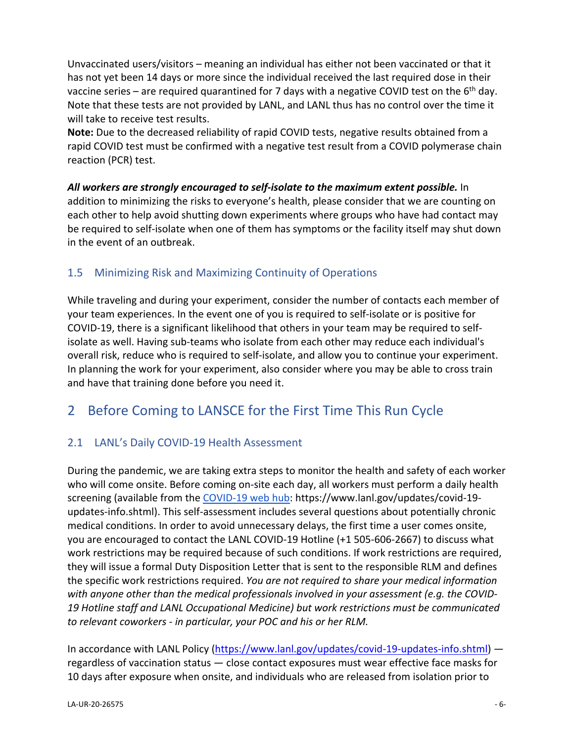Unvaccinated users/visitors – meaning an individual has either not been vaccinated or that it has not yet been 14 days or more since the individual received the last required dose in their vaccine series – are required quarantined for 7 days with a negative COVID test on the 6th day. Note that these tests are not provided by LANL, and LANL thus has no control over the time it will take to receive test results.
**Note:** Due to the decreased reliability of rapid COVID tests, negative results obtained from a rapid COVID test must be confirmed with a negative test result from a COVID polymerase chain reaction (PCR) test.

***All workers are strongly encouraged to self-isolate to the maximum extent possible.*** In addition to minimizing the risks to everyone's health, please consider that we are counting on each other to help avoid shutting down experiments where groups who have had contact may be required to self-isolate when one of them has symptoms or the facility itself may shut down in the event of an outbreak.

### 1.5 Minimizing Risk and Maximizing Continuity of Operations

While traveling and during your experiment, consider the number of contacts each member of your team experiences. In the event one of you is required to self-isolate or is positive for COVID-19, there is a significant likelihood that others in your team may be required to self-isolate as well. Having sub-teams who isolate from each other may reduce each individual's overall risk, reduce who is required to self-isolate, and allow you to continue your experiment. In planning the work for your experiment, also consider where you may be able to cross train and have that training done before you need it.

## 2 Before Coming to LANSCE for the First Time This Run Cycle

### 2.1 LANL's Daily COVID-19 Health Assessment

During the pandemic, we are taking extra steps to monitor the health and safety of each worker who will come onsite. Before coming on-site each day, all workers must perform a daily health screening (available from the [COVID-19 web hub](https://www.lanl.gov/updates/covid-19-updates-info.shtml): https://www.lanl.gov/updates/covid-19-updates-info.shtml). This self-assessment includes several questions about potentially chronic medical conditions. In order to avoid unnecessary delays, the first time a user comes onsite, you are encouraged to contact the LANL COVID-19 Hotline (+1 505-606-2667) to discuss what work restrictions may be required because of such conditions. If work restrictions are required, they will issue a formal Duty Disposition Letter that is sent to the responsible RLM and defines the specific work restrictions required. *You are not required to share your medical information with anyone other than the medical professionals involved in your assessment (e.g. the COVID-19 Hotline staff and LANL Occupational Medicine) but work restrictions must be communicated to relevant coworkers - in particular, your POC and his or her RLM.*

In accordance with LANL Policy (https://www.lanl.gov/updates/covid-19-updates-info.shtml) — regardless of vaccination status — close contact exposures must wear effective face masks for 10 days after exposure when onsite, and individuals who are released from isolation prior to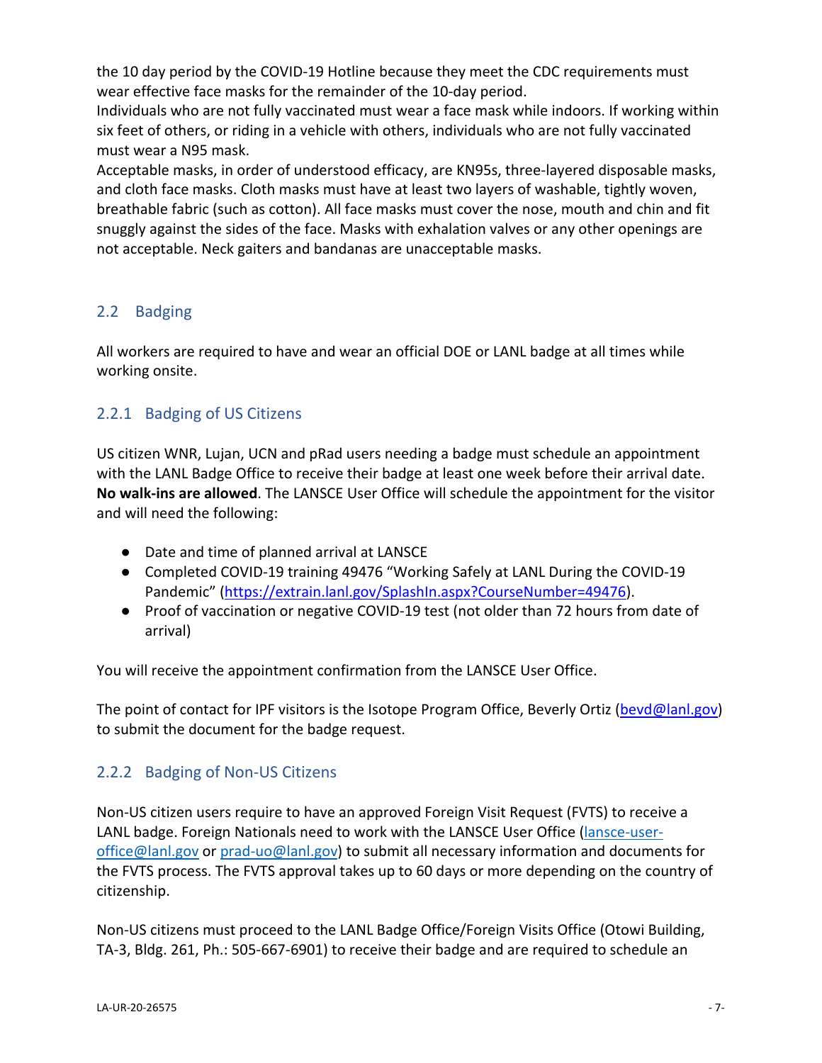the 10 day period by the COVID-19 Hotline because they meet the CDC requirements must wear effective face masks for the remainder of the 10-day period.
Individuals who are not fully vaccinated must wear a face mask while indoors. If working within six feet of others, or riding in a vehicle with others, individuals who are not fully vaccinated must wear a N95 mask.
Acceptable masks, in order of understood efficacy, are KN95s, three-layered disposable masks, and cloth face masks. Cloth masks must have at least two layers of washable, tightly woven, breathable fabric (such as cotton). All face masks must cover the nose, mouth and chin and fit snuggly against the sides of the face. Masks with exhalation valves or any other openings are not acceptable. Neck gaiters and bandanas are unacceptable masks.

## 2.2 Badging

All workers are required to have and wear an official DOE or LANL badge at all times while working onsite.

### 2.2.1 Badging of US Citizens

US citizen WNR, Lujan, UCN and pRad users needing a badge must schedule an appointment with the LANL Badge Office to receive their badge at least one week before their arrival date. **No walk-ins are allowed**. The LANSCE User Office will schedule the appointment for the visitor and will need the following:

- Date and time of planned arrival at LANSCE
- Completed COVID-19 training 49476 "Working Safely at LANL During the COVID-19 Pandemic" (https://extrain.lanl.gov/SplashIn.aspx?CourseNumber=49476).
- Proof of vaccination or negative COVID-19 test (not older than 72 hours from date of arrival)

You will receive the appointment confirmation from the LANSCE User Office.

The point of contact for IPF visitors is the Isotope Program Office, Beverly Ortiz (bevd@lanl.gov) to submit the document for the badge request.

### 2.2.2 Badging of Non-US Citizens

Non-US citizen users require to have an approved Foreign Visit Request (FVTS) to receive a LANL badge. Foreign Nationals need to work with the LANSCE User Office (lansce-user-office@lanl.gov or prad-uo@lanl.gov) to submit all necessary information and documents for the FVTS process. The FVTS approval takes up to 60 days or more depending on the country of citizenship.

Non-US citizens must proceed to the LANL Badge Office/Foreign Visits Office (Otowi Building, TA-3, Bldg. 261, Ph.: 505-667-6901) to receive their badge and are required to schedule an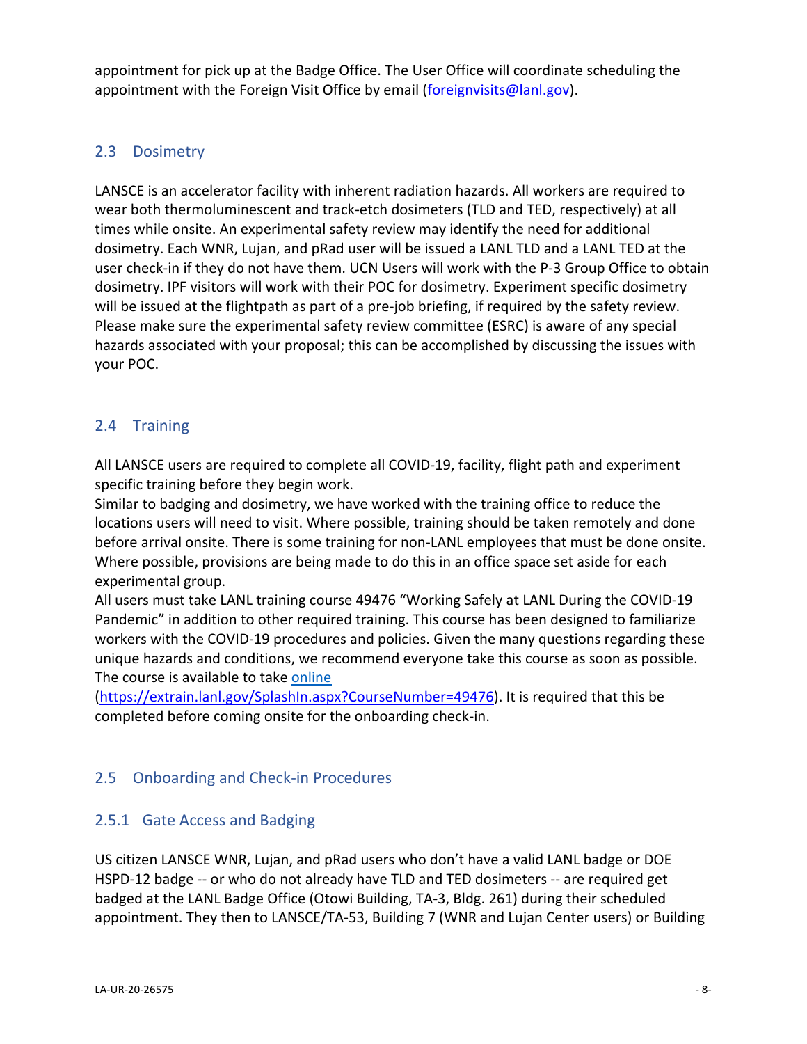appointment for pick up at the Badge Office. The User Office will coordinate scheduling the appointment with the Foreign Visit Office by email (foreignvisits@lanl.gov).

## 2.3 Dosimetry

LANSCE is an accelerator facility with inherent radiation hazards. All workers are required to wear both thermoluminescent and track-etch dosimeters (TLD and TED, respectively) at all times while onsite. An experimental safety review may identify the need for additional dosimetry. Each WNR, Lujan, and pRad user will be issued a LANL TLD and a LANL TED at the user check-in if they do not have them. UCN Users will work with the P-3 Group Office to obtain dosimetry. IPF visitors will work with their POC for dosimetry. Experiment specific dosimetry will be issued at the flightpath as part of a pre-job briefing, if required by the safety review. Please make sure the experimental safety review committee (ESRC) is aware of any special hazards associated with your proposal; this can be accomplished by discussing the issues with your POC.

## 2.4 Training

All LANSCE users are required to complete all COVID-19, facility, flight path and experiment specific training before they begin work.
Similar to badging and dosimetry, we have worked with the training office to reduce the locations users will need to visit. Where possible, training should be taken remotely and done before arrival onsite. There is some training for non-LANL employees that must be done onsite. Where possible, provisions are being made to do this in an office space set aside for each experimental group.
All users must take LANL training course 49476 "Working Safely at LANL During the COVID-19 Pandemic" in addition to other required training. This course has been designed to familiarize workers with the COVID-19 procedures and policies. Given the many questions regarding these unique hazards and conditions, we recommend everyone take this course as soon as possible. The course is available to take online (https://extrain.lanl.gov/SplashIn.aspx?CourseNumber=49476). It is required that this be completed before coming onsite for the onboarding check-in.

## 2.5 Onboarding and Check-in Procedures

### 2.5.1 Gate Access and Badging

US citizen LANSCE WNR, Lujan, and pRad users who don't have a valid LANL badge or DOE HSPD-12 badge -- or who do not already have TLD and TED dosimeters -- are required get badged at the LANL Badge Office (Otowi Building, TA-3, Bldg. 261) during their scheduled appointment. They then to LANSCE/TA-53, Building 7 (WNR and Lujan Center users) or Building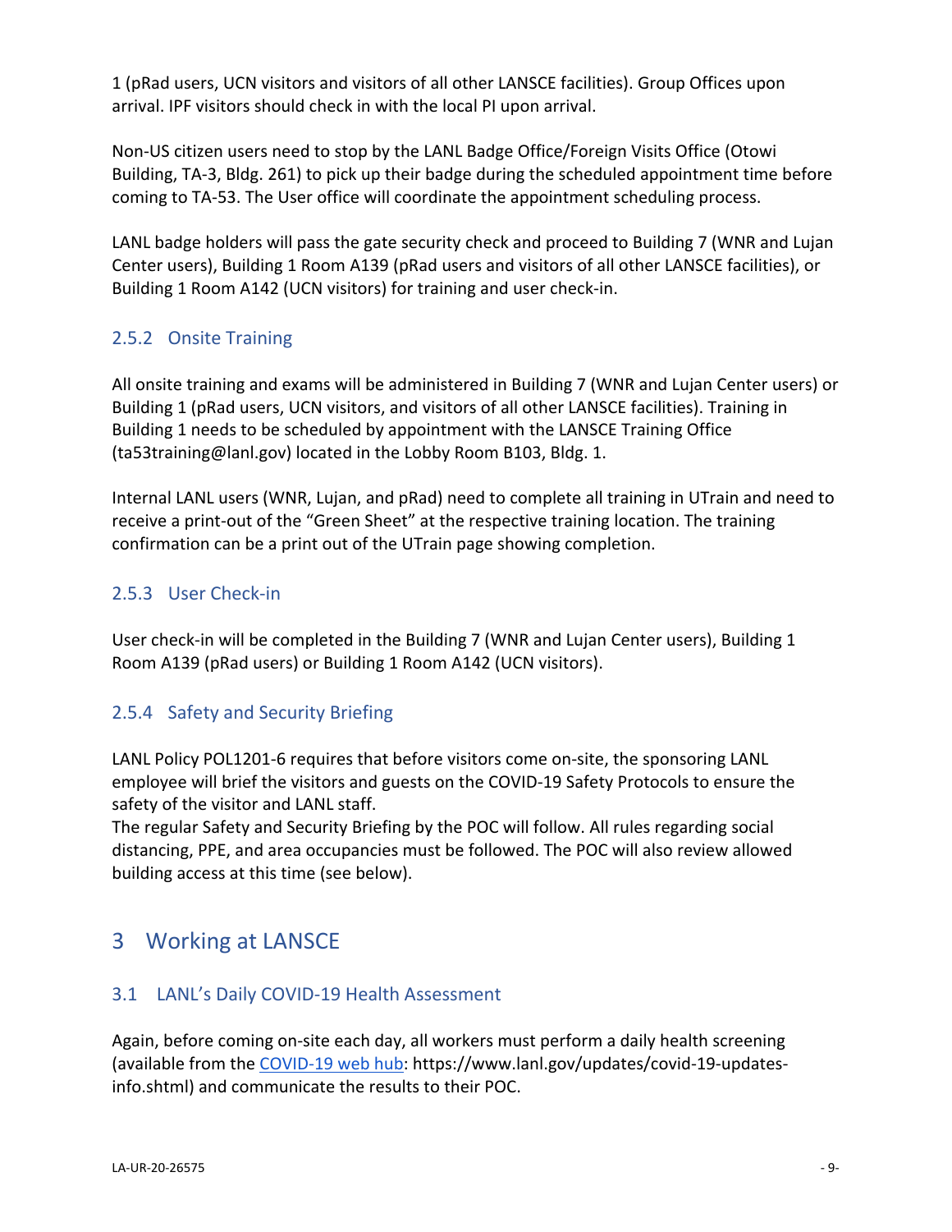1 (pRad users, UCN visitors and visitors of all other LANSCE facilities). Group Offices upon arrival. IPF visitors should check in with the local PI upon arrival.

Non-US citizen users need to stop by the LANL Badge Office/Foreign Visits Office (Otowi Building, TA-3, Bldg. 261) to pick up their badge during the scheduled appointment time before coming to TA-53. The User office will coordinate the appointment scheduling process.

LANL badge holders will pass the gate security check and proceed to Building 7 (WNR and Lujan Center users), Building 1 Room A139 (pRad users and visitors of all other LANSCE facilities), or Building 1 Room A142 (UCN visitors) for training and user check-in.

### 2.5.2 Onsite Training

All onsite training and exams will be administered in Building 7 (WNR and Lujan Center users) or Building 1 (pRad users, UCN visitors, and visitors of all other LANSCE facilities). Training in Building 1 needs to be scheduled by appointment with the LANSCE Training Office (ta53training@lanl.gov) located in the Lobby Room B103, Bldg. 1.

Internal LANL users (WNR, Lujan, and pRad) need to complete all training in UTrain and need to receive a print-out of the "Green Sheet" at the respective training location. The training confirmation can be a print out of the UTrain page showing completion.

### 2.5.3 User Check-in

User check-in will be completed in the Building 7 (WNR and Lujan Center users), Building 1 Room A139 (pRad users) or Building 1 Room A142 (UCN visitors).

### 2.5.4 Safety and Security Briefing

LANL Policy POL1201-6 requires that before visitors come on-site, the sponsoring LANL employee will brief the visitors and guests on the COVID-19 Safety Protocols to ensure the safety of the visitor and LANL staff.
The regular Safety and Security Briefing by the POC will follow. All rules regarding social distancing, PPE, and area occupancies must be followed. The POC will also review allowed building access at this time (see below).

# 3 Working at LANSCE

## 3.1 LANL's Daily COVID-19 Health Assessment

Again, before coming on-site each day, all workers must perform a daily health screening (available from the [COVID-19 web hub](https://www.lanl.gov/updates/covid-19-updates-info.shtml): https://www.lanl.gov/updates/covid-19-updates-info.shtml) and communicate the results to their POC.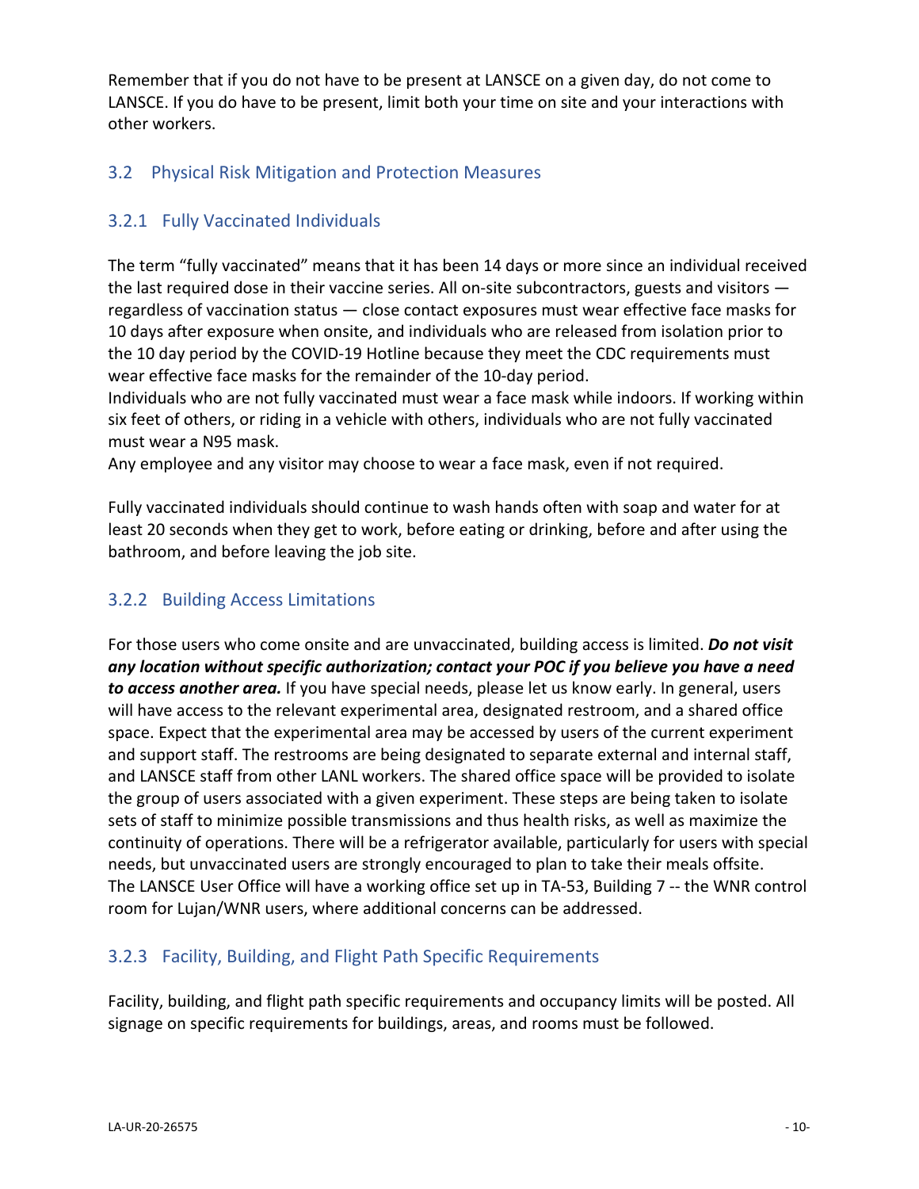Remember that if you do not have to be present at LANSCE on a given day, do not come to LANSCE. If you do have to be present, limit both your time on site and your interactions with other workers.

## 3.2 Physical Risk Mitigation and Protection Measures

### 3.2.1 Fully Vaccinated Individuals

The term "fully vaccinated" means that it has been 14 days or more since an individual received the last required dose in their vaccine series. All on-site subcontractors, guests and visitors — regardless of vaccination status — close contact exposures must wear effective face masks for 10 days after exposure when onsite, and individuals who are released from isolation prior to the 10 day period by the COVID-19 Hotline because they meet the CDC requirements must wear effective face masks for the remainder of the 10-day period.

Individuals who are not fully vaccinated must wear a face mask while indoors. If working within six feet of others, or riding in a vehicle with others, individuals who are not fully vaccinated must wear a N95 mask.

Any employee and any visitor may choose to wear a face mask, even if not required.

Fully vaccinated individuals should continue to wash hands often with soap and water for at least 20 seconds when they get to work, before eating or drinking, before and after using the bathroom, and before leaving the job site.

### 3.2.2 Building Access Limitations

For those users who come onsite and are unvaccinated, building access is limited. ***Do not visit any location without specific authorization; contact your POC if you believe you have a need to access another area.*** If you have special needs, please let us know early. In general, users will have access to the relevant experimental area, designated restroom, and a shared office space. Expect that the experimental area may be accessed by users of the current experiment and support staff. The restrooms are being designated to separate external and internal staff, and LANSCE staff from other LANL workers. The shared office space will be provided to isolate the group of users associated with a given experiment. These steps are being taken to isolate sets of staff to minimize possible transmissions and thus health risks, as well as maximize the continuity of operations. There will be a refrigerator available, particularly for users with special needs, but unvaccinated users are strongly encouraged to plan to take their meals offsite.
The LANSCE User Office will have a working office set up in TA-53, Building 7 -- the WNR control room for Lujan/WNR users, where additional concerns can be addressed.

### 3.2.3 Facility, Building, and Flight Path Specific Requirements

Facility, building, and flight path specific requirements and occupancy limits will be posted. All signage on specific requirements for buildings, areas, and rooms must be followed.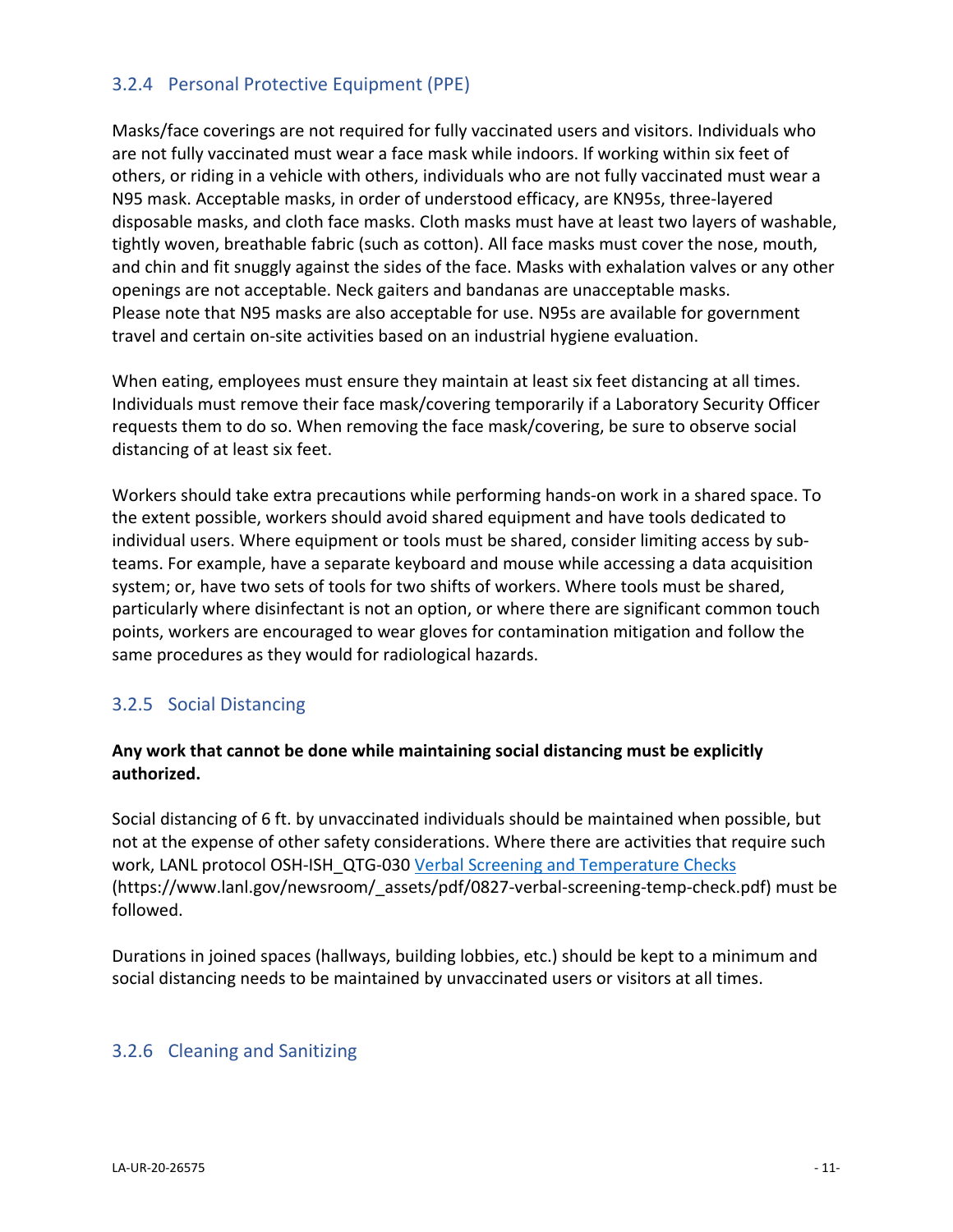### 3.2.4 Personal Protective Equipment (PPE)

Masks/face coverings are not required for fully vaccinated users and visitors. Individuals who are not fully vaccinated must wear a face mask while indoors. If working within six feet of others, or riding in a vehicle with others, individuals who are not fully vaccinated must wear a N95 mask. Acceptable masks, in order of understood efficacy, are KN95s, three-layered disposable masks, and cloth face masks. Cloth masks must have at least two layers of washable, tightly woven, breathable fabric (such as cotton). All face masks must cover the nose, mouth, and chin and fit snuggly against the sides of the face. Masks with exhalation valves or any other openings are not acceptable. Neck gaiters and bandanas are unacceptable masks.
Please note that N95 masks are also acceptable for use. N95s are available for government travel and certain on-site activities based on an industrial hygiene evaluation.

When eating, employees must ensure they maintain at least six feet distancing at all times. Individuals must remove their face mask/covering temporarily if a Laboratory Security Officer requests them to do so. When removing the face mask/covering, be sure to observe social distancing of at least six feet.

Workers should take extra precautions while performing hands-on work in a shared space. To the extent possible, workers should avoid shared equipment and have tools dedicated to individual users. Where equipment or tools must be shared, consider limiting access by sub-teams. For example, have a separate keyboard and mouse while accessing a data acquisition system; or, have two sets of tools for two shifts of workers. Where tools must be shared, particularly where disinfectant is not an option, or where there are significant common touch points, workers are encouraged to wear gloves for contamination mitigation and follow the same procedures as they would for radiological hazards.

### 3.2.5 Social Distancing

**Any work that cannot be done while maintaining social distancing must be explicitly authorized.**

Social distancing of 6 ft. by unvaccinated individuals should be maintained when possible, but not at the expense of other safety considerations. Where there are activities that require such work, LANL protocol OSH-ISH_QTG-030 Verbal Screening and Temperature Checks (https://www.lanl.gov/newsroom/_assets/pdf/0827-verbal-screening-temp-check.pdf) must be followed.

Durations in joined spaces (hallways, building lobbies, etc.) should be kept to a minimum and social distancing needs to be maintained by unvaccinated users or visitors at all times.

### 3.2.6 Cleaning and Sanitizing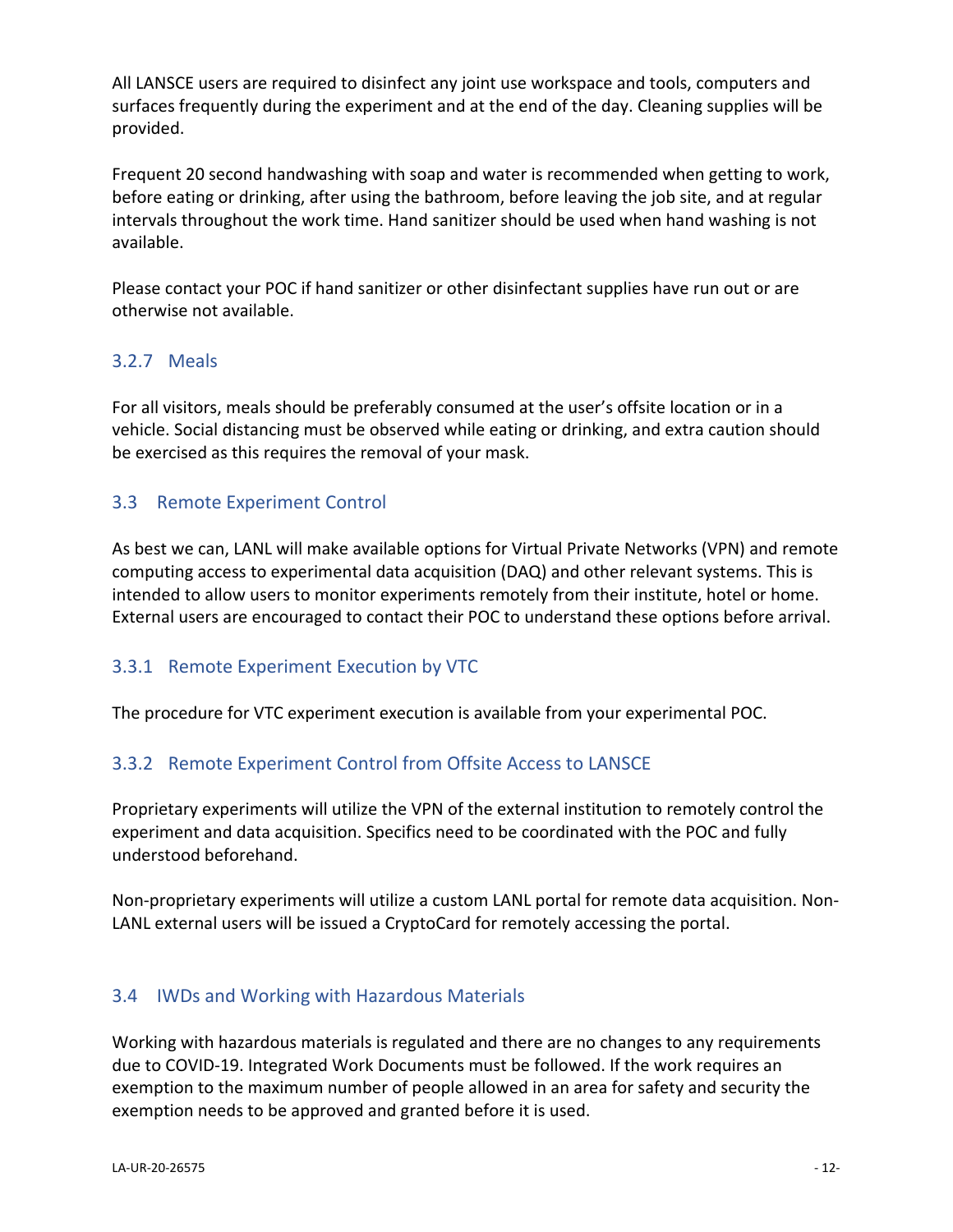All LANSCE users are required to disinfect any joint use workspace and tools, computers and surfaces frequently during the experiment and at the end of the day. Cleaning supplies will be provided.

Frequent 20 second handwashing with soap and water is recommended when getting to work, before eating or drinking, after using the bathroom, before leaving the job site, and at regular intervals throughout the work time. Hand sanitizer should be used when hand washing is not available.

Please contact your POC if hand sanitizer or other disinfectant supplies have run out or are otherwise not available.

### 3.2.7 Meals

For all visitors, meals should be preferably consumed at the user's offsite location or in a vehicle. Social distancing must be observed while eating or drinking, and extra caution should be exercised as this requires the removal of your mask.

## 3.3 Remote Experiment Control

As best we can, LANL will make available options for Virtual Private Networks (VPN) and remote computing access to experimental data acquisition (DAQ) and other relevant systems. This is intended to allow users to monitor experiments remotely from their institute, hotel or home. External users are encouraged to contact their POC to understand these options before arrival.

### 3.3.1 Remote Experiment Execution by VTC

The procedure for VTC experiment execution is available from your experimental POC.

### 3.3.2 Remote Experiment Control from Offsite Access to LANSCE

Proprietary experiments will utilize the VPN of the external institution to remotely control the experiment and data acquisition. Specifics need to be coordinated with the POC and fully understood beforehand.

Non-proprietary experiments will utilize a custom LANL portal for remote data acquisition. Non-LANL external users will be issued a CryptoCard for remotely accessing the portal.

## 3.4 IWDs and Working with Hazardous Materials

Working with hazardous materials is regulated and there are no changes to any requirements due to COVID-19. Integrated Work Documents must be followed. If the work requires an exemption to the maximum number of people allowed in an area for safety and security the exemption needs to be approved and granted before it is used.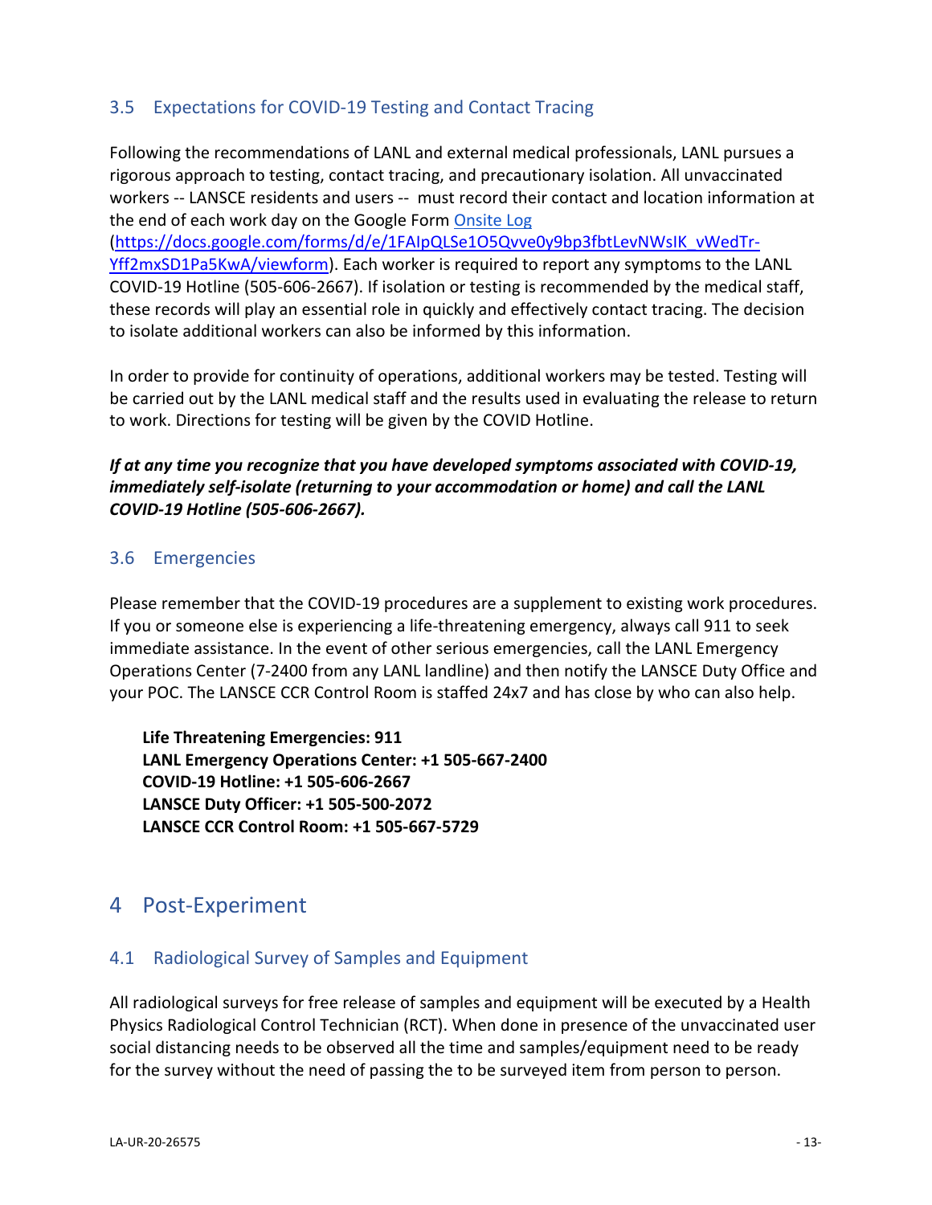### 3.5 Expectations for COVID-19 Testing and Contact Tracing

Following the recommendations of LANL and external medical professionals, LANL pursues a rigorous approach to testing, contact tracing, and precautionary isolation. All unvaccinated workers -- LANSCE residents and users -- must record their contact and location information at the end of each work day on the Google Form [Onsite Log](https://docs.google.com/forms/d/e/1FAIpQLSe1O5Qvve0y9bp3fbtLevNWsIK_vWedTr-Yff2mxSD1Pa5KwA/viewform) (https://docs.google.com/forms/d/e/1FAIpQLSe1O5Qvve0y9bp3fbtLevNWsIK_vWedTr-Yff2mxSD1Pa5KwA/viewform). Each worker is required to report any symptoms to the LANL COVID-19 Hotline (505-606-2667). If isolation or testing is recommended by the medical staff, these records will play an essential role in quickly and effectively contact tracing. The decision to isolate additional workers can also be informed by this information.

In order to provide for continuity of operations, additional workers may be tested. Testing will be carried out by the LANL medical staff and the results used in evaluating the release to return to work. Directions for testing will be given by the COVID Hotline.

***If at any time you recognize that you have developed symptoms associated with COVID-19, immediately self-isolate (returning to your accommodation or home) and call the LANL COVID-19 Hotline (505-606-2667).***

### 3.6 Emergencies

Please remember that the COVID-19 procedures are a supplement to existing work procedures. If you or someone else is experiencing a life-threatening emergency, always call 911 to seek immediate assistance. In the event of other serious emergencies, call the LANL Emergency Operations Center (7-2400 from any LANL landline) and then notify the LANSCE Duty Office and your POC. The LANSCE CCR Control Room is staffed 24x7 and has close by who can also help.

**Life Threatening Emergencies: 911**
**LANL Emergency Operations Center: +1 505-667-2400**
**COVID-19 Hotline: +1 505-606-2667**
**LANSCE Duty Officer: +1 505-500-2072**
**LANSCE CCR Control Room: +1 505-667-5729**

## 4 Post-Experiment

### 4.1 Radiological Survey of Samples and Equipment

All radiological surveys for free release of samples and equipment will be executed by a Health Physics Radiological Control Technician (RCT). When done in presence of the unvaccinated user social distancing needs to be observed all the time and samples/equipment need to be ready for the survey without the need of passing the to be surveyed item from person to person.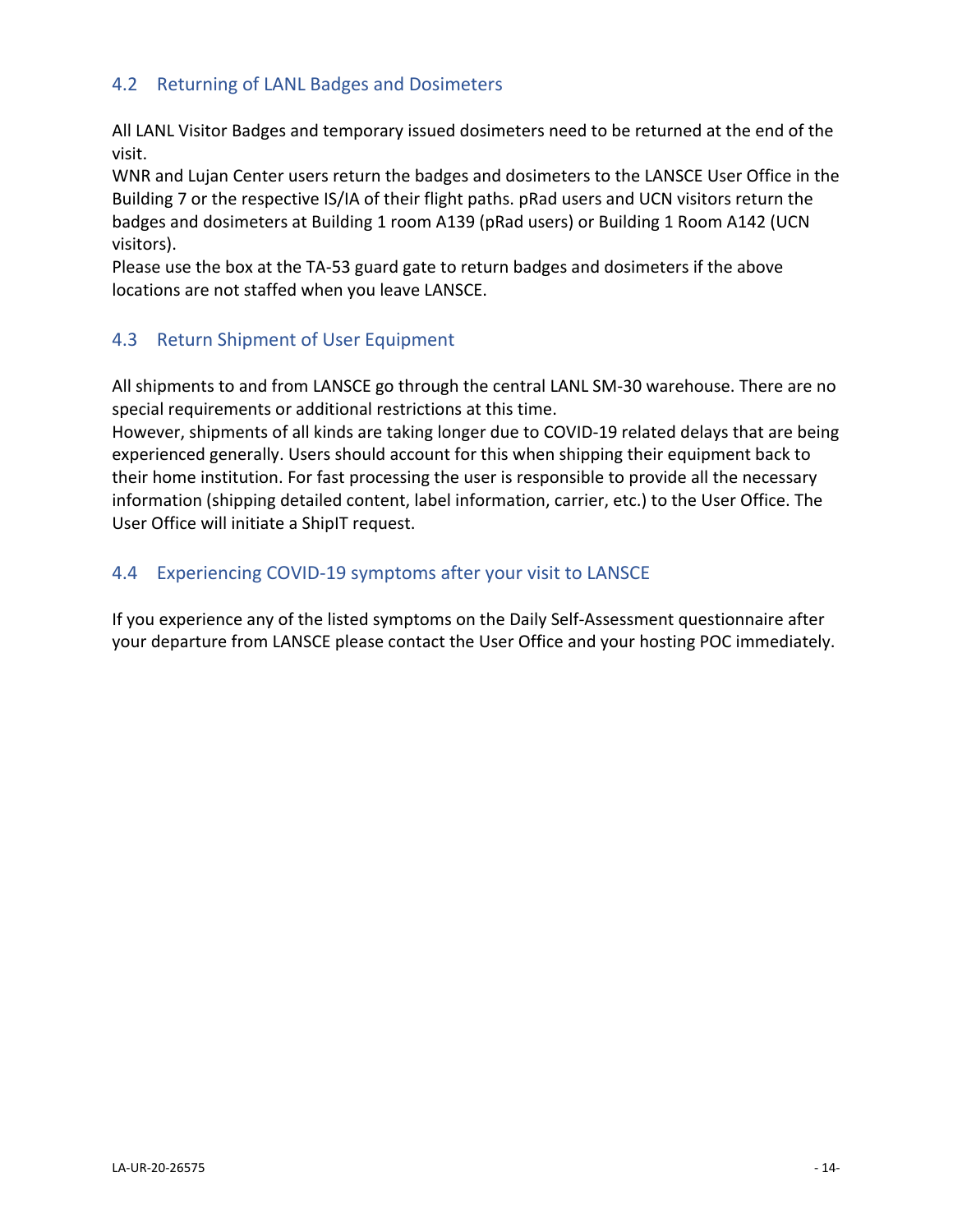## 4.2 Returning of LANL Badges and Dosimeters

All LANL Visitor Badges and temporary issued dosimeters need to be returned at the end of the visit.
WNR and Lujan Center users return the badges and dosimeters to the LANSCE User Office in the Building 7 or the respective IS/IA of their flight paths. pRad users and UCN visitors return the badges and dosimeters at Building 1 room A139 (pRad users) or Building 1 Room A142 (UCN visitors).
Please use the box at the TA-53 guard gate to return badges and dosimeters if the above locations are not staffed when you leave LANSCE.

## 4.3 Return Shipment of User Equipment

All shipments to and from LANSCE go through the central LANL SM-30 warehouse. There are no special requirements or additional restrictions at this time.
However, shipments of all kinds are taking longer due to COVID-19 related delays that are being experienced generally. Users should account for this when shipping their equipment back to their home institution. For fast processing the user is responsible to provide all the necessary information (shipping detailed content, label information, carrier, etc.) to the User Office. The User Office will initiate a ShipIT request.

## 4.4 Experiencing COVID-19 symptoms after your visit to LANSCE

If you experience any of the listed symptoms on the Daily Self-Assessment questionnaire after your departure from LANSCE please contact the User Office and your hosting POC immediately.